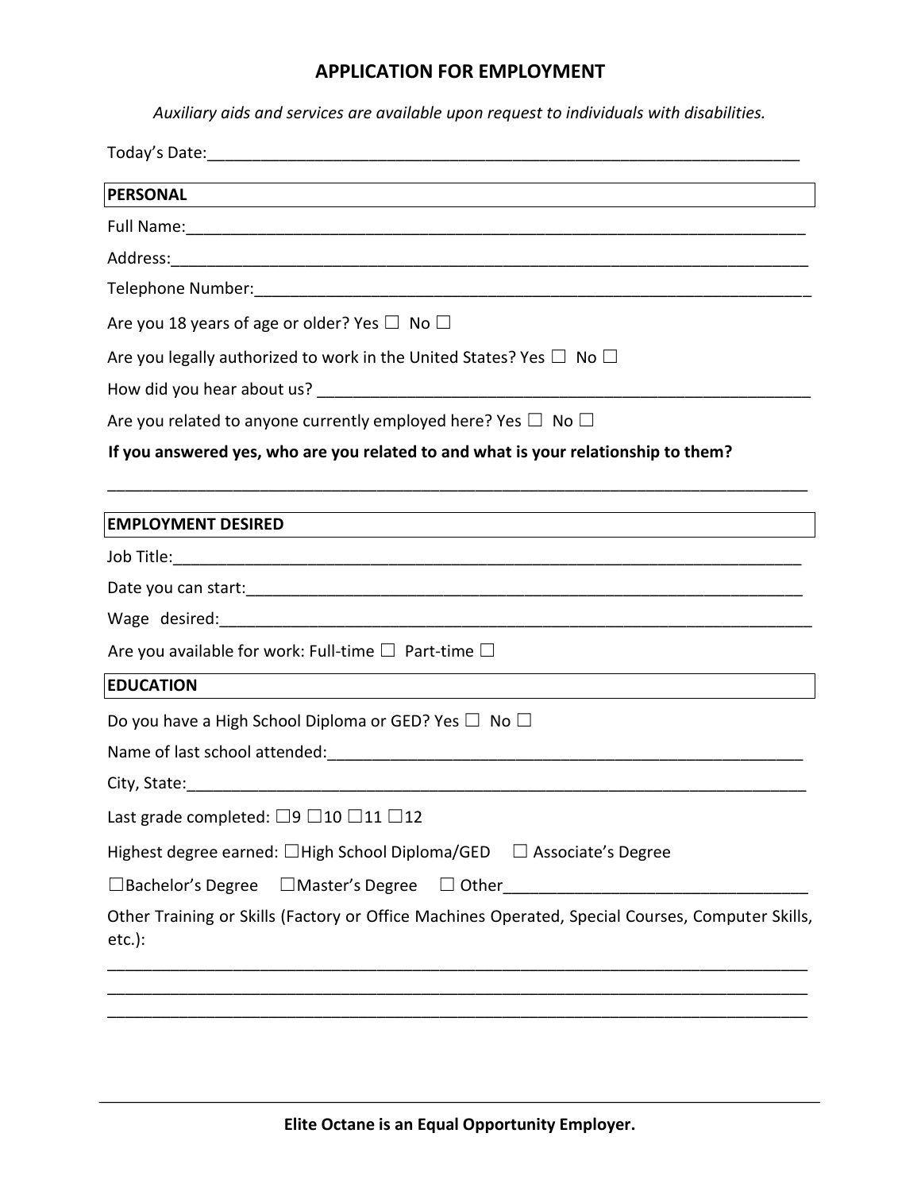# APPLICATION FOR EMPLOYMENT

*Auxiliary aids and services are available upon request to individuals with disabilities.*

Today's Date:___________________________________________________________________

## PERSONAL

Full Name:_____________________________________________________________________

Address:_______________________________________________________________________

Telephone Number:_______________________________________________________________

Are you 18 years of age or older? Yes ☐ No ☐

Are you legally authorized to work in the United States? Yes ☐ No ☐

How did you hear about us? _____________________________________________________

Are you related to anyone currently employed here? Yes ☐ No ☐

**If you answered yes, who are you related to and what is your relationship to them?**

_______________________________________________________________________________

## EMPLOYMENT DESIRED

Job Title:______________________________________________________________________

Date you can start:______________________________________________________________

Wage desired:__________________________________________________________________

Are you available for work: Full-time ☐ Part-time ☐

## EDUCATION

Do you have a High School Diploma or GED? Yes ☐ No ☐

Name of last school attended:____________________________________________________

City, State:_____________________________________________________________________

Last grade completed: ☐9 ☐10 ☐11 ☐12

Highest degree earned: ☐High School Diploma/GED ☐ Associate's Degree

☐Bachelor's Degree ☐Master's Degree ☐ Other_____________________________

Other Training or Skills (Factory or Office Machines Operated, Special Courses, Computer Skills, etc.):

_______________________________________________________________________________

_______________________________________________________________________________

_______________________________________________________________________________

**Elite Octane is an Equal Opportunity Employer.**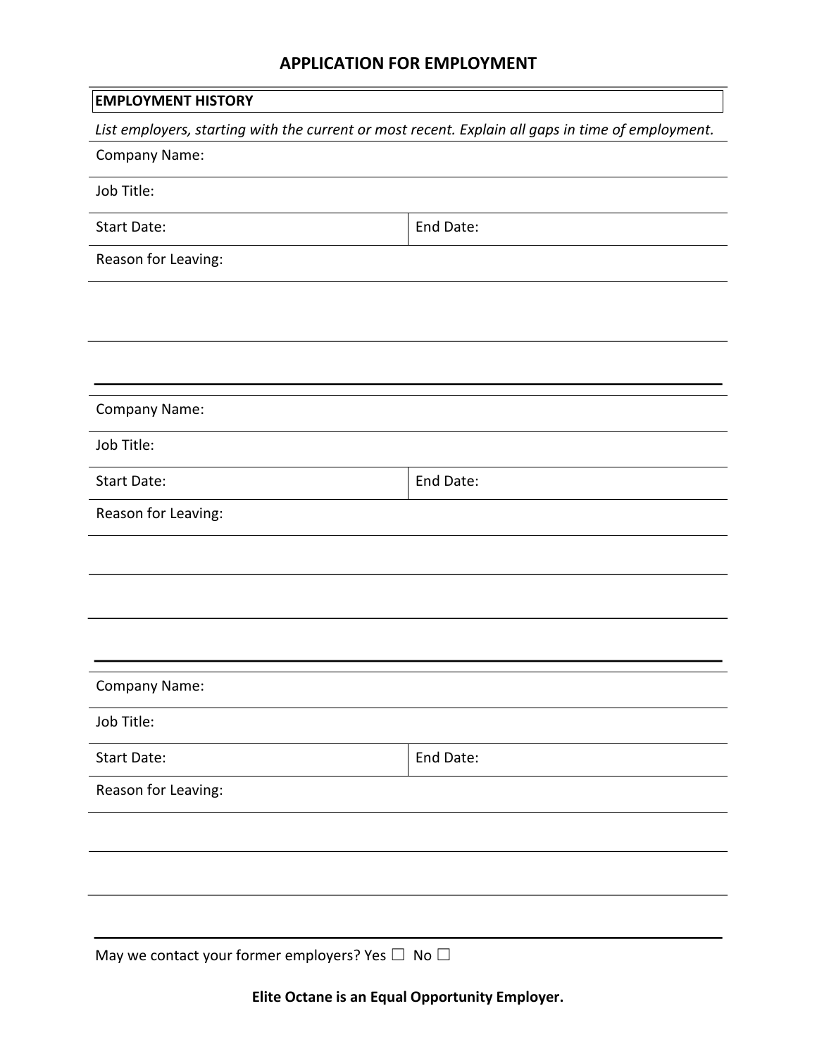## APPLICATION FOR EMPLOYMENT

**EMPLOYMENT HISTORY**

*List employers, starting with the current or most recent. Explain all gaps in time of employment.*

| Company Name: | |
|---|---|
| Job Title: | |
| Start Date: | End Date: |
| Reason for Leaving: | |

---

| Company Name: | |
|---|---|
| Job Title: | |
| Start Date: | End Date: |
| Reason for Leaving: | |

---

| Company Name: | |
|---|---|
| Job Title: | |
| Start Date: | End Date: |
| Reason for Leaving: | |

---

May we contact your former employers? Yes ☐ No ☐

**Elite Octane is an Equal Opportunity Employer.**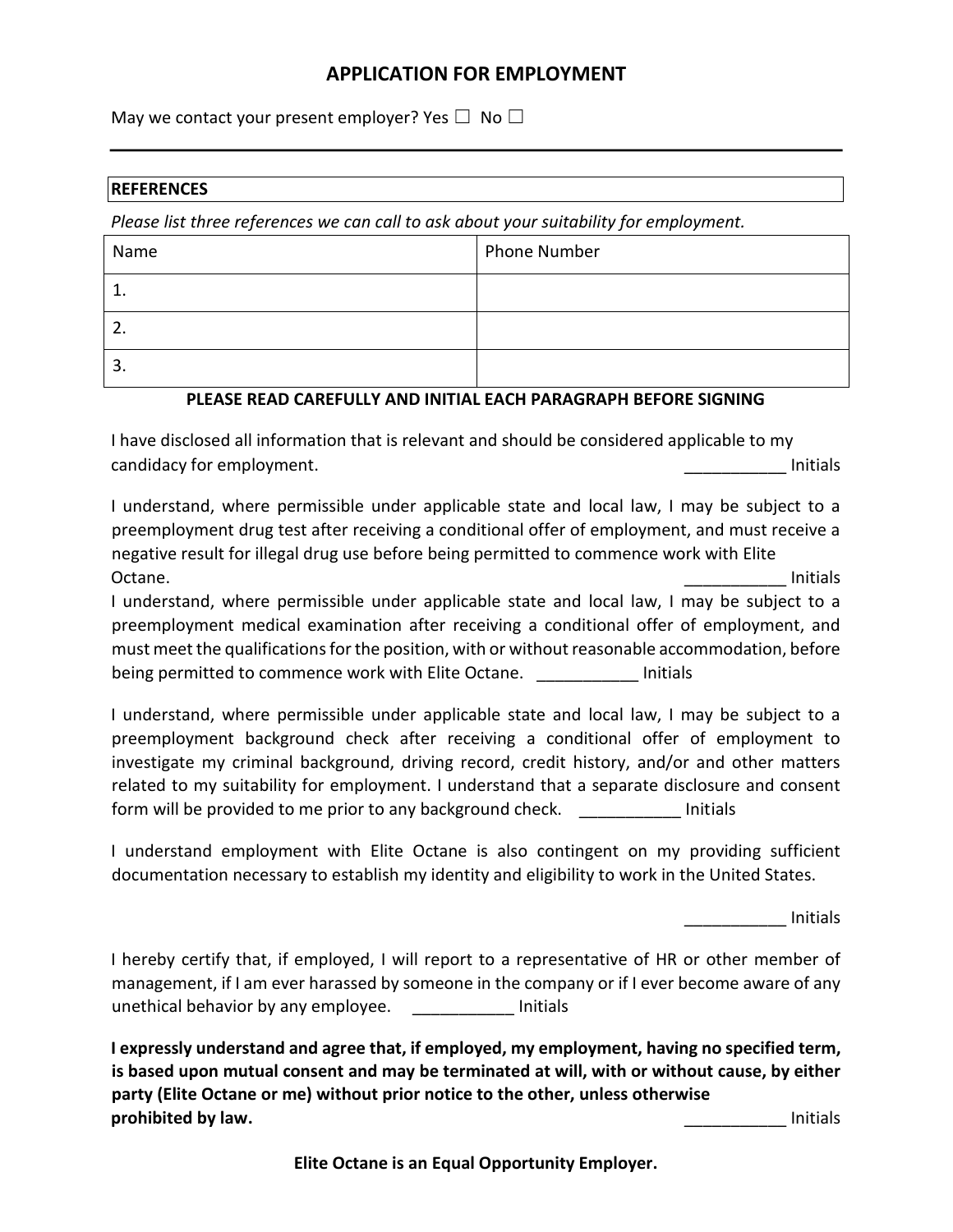## APPLICATION FOR EMPLOYMENT

May we contact your present employer? Yes ☐ No ☐

---

| **REFERENCES** |
|---|

*Please list three references we can call to ask about your suitability for employment.*

| Name | Phone Number |
|---|---|
| 1. | |
| 2. | |
| 3. | |

**PLEASE READ CAREFULLY AND INITIAL EACH PARAGRAPH BEFORE SIGNING**

I have disclosed all information that is relevant and should be considered applicable to my candidacy for employment. ___________ Initials

I understand, where permissible under applicable state and local law, I may be subject to a preemployment drug test after receiving a conditional offer of employment, and must receive a negative result for illegal drug use before being permitted to commence work with Elite Octane. ___________ Initials

I understand, where permissible under applicable state and local law, I may be subject to a preemployment medical examination after receiving a conditional offer of employment, and must meet the qualifications for the position, with or without reasonable accommodation, before being permitted to commence work with Elite Octane. ___________ Initials

I understand, where permissible under applicable state and local law, I may be subject to a preemployment background check after receiving a conditional offer of employment to investigate my criminal background, driving record, credit history, and/or and other matters related to my suitability for employment. I understand that a separate disclosure and consent form will be provided to me prior to any background check. ___________ Initials

I understand employment with Elite Octane is also contingent on my providing sufficient documentation necessary to establish my identity and eligibility to work in the United States.

___________ Initials

I hereby certify that, if employed, I will report to a representative of HR or other member of management, if I am ever harassed by someone in the company or if I ever become aware of any unethical behavior by any employee. ___________ Initials

**I expressly understand and agree that, if employed, my employment, having no specified term, is based upon mutual consent and may be terminated at will, with or without cause, by either party (Elite Octane or me) without prior notice to the other, unless otherwise prohibited by law.** ___________ Initials

**Elite Octane is an Equal Opportunity Employer.**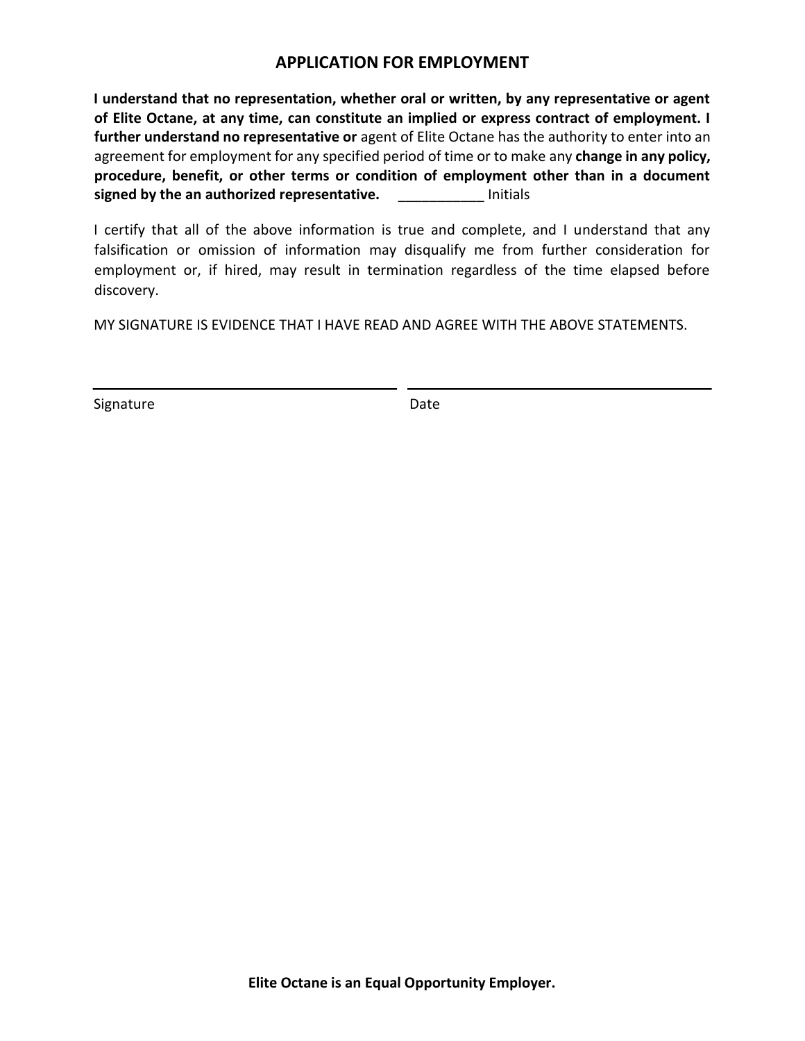## APPLICATION FOR EMPLOYMENT

**I understand that no representation, whether oral or written, by any representative or agent of Elite Octane, at any time, can constitute an implied or express contract of employment. I further understand no representative or** agent of Elite Octane has the authority to enter into an agreement for employment for any specified period of time or to make any **change in any policy, procedure, benefit, or other terms or condition of employment other than in a document signed by the an authorized representative.** ___________ Initials

I certify that all of the above information is true and complete, and I understand that any falsification or omission of information may disqualify me from further consideration for employment or, if hired, may result in termination regardless of the time elapsed before discovery.

MY SIGNATURE IS EVIDENCE THAT I HAVE READ AND AGREE WITH THE ABOVE STATEMENTS.

______________________________ ______________________________

Signature Date

**Elite Octane is an Equal Opportunity Employer.**